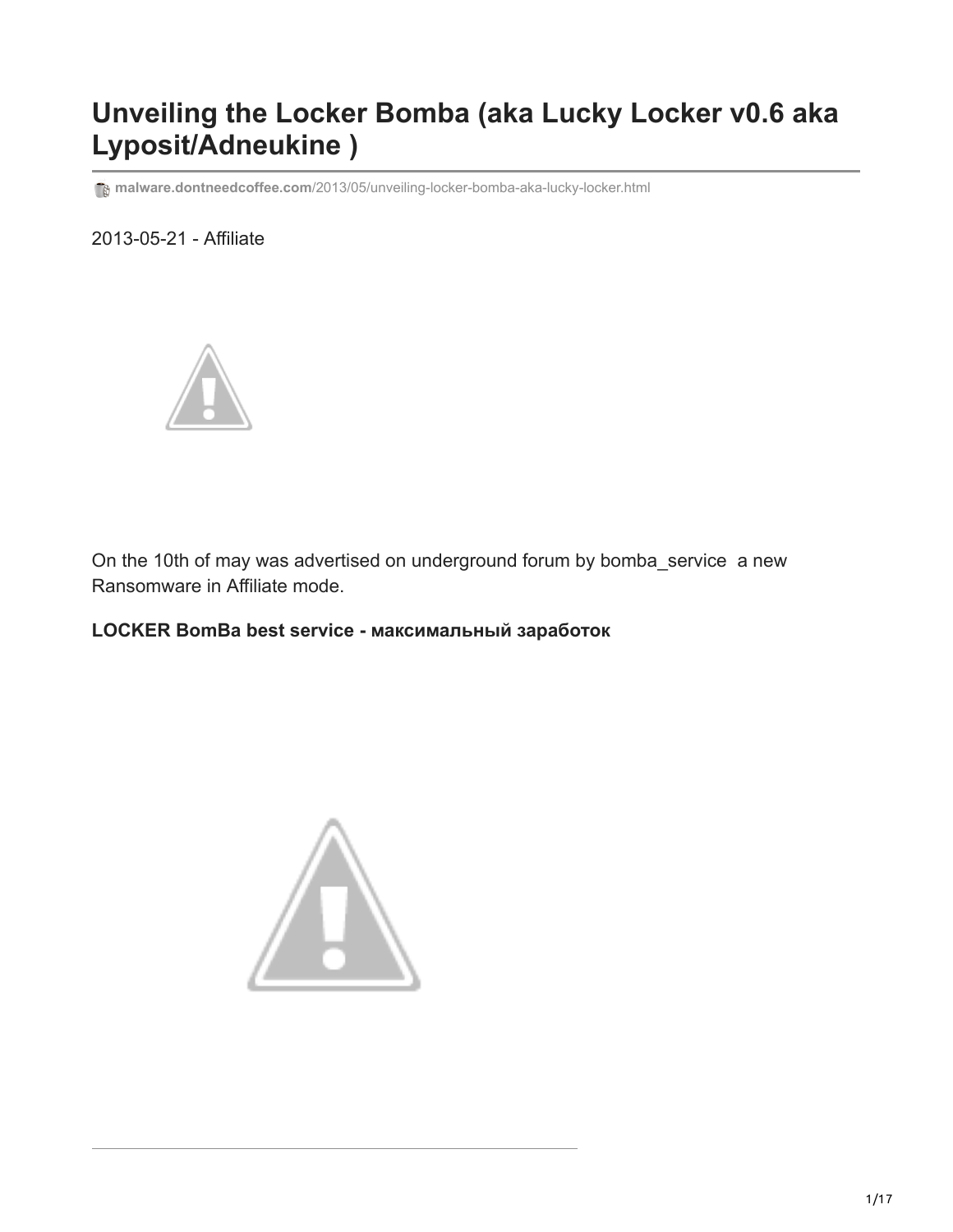# Unveiling the Locker Bomba (aka Lucky Locker v0.6 aka Lyposit/Adneukine )

malware.dontneedcoffee.com/2013/05/unveiling-locker-bomba-aka-lucky-locker.html

2013-05-21 - Affiliate

On the 10th of may was advertised on underground forum by bomba_service  a new Ransomware in Affiliate mode.

**LOCKER BomBa best service - максимальный заработок**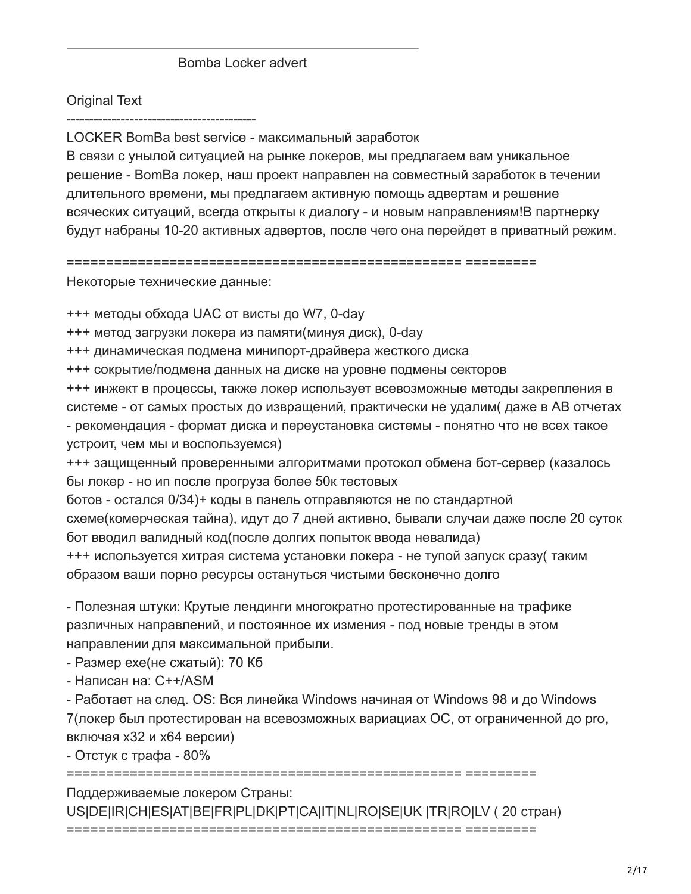---

Bomba Locker advert

Original Text

------------------------------------------

LOCKER BomBa best service - максимальный заработок
В связи с унылой ситуацией на рынке локеров, мы предлагаем вам уникальное решение - BomBa локер, наш проект направлен на совместный заработок в течении длительного времени, мы предлагаем активную помощь адвертам и решение всяческих ситуаций, всегда открыты к диалогу - и новым направлениям!В партнерку будут набраны 10-20 активных адвертов, после чего она перейдет в приватный режим.

====================================================== =========

Некоторые технические данные:

+++ методы обхода UAC от висты до W7, 0-day
+++ метод загрузки локера из памяти(минуя диск), 0-day
+++ динамическая подмена минипорт-драйвера жесткого диска
+++ сокрытие/подмена данных на диске на уровне подмены секторов
+++ инжект в процессы, также локер использует всевозможные методы закрепления в системе - от самых простых до извращений, практически не удалим( даже в АВ отчетах - рекомендация - формат диска и переустановка системы - понятно что не всех такое устроит, чем мы и воспользуемся)
+++ защищенный проверенными алгоритмами протокол обмена бот-сервер (казалось бы локер - но ип после прогруза более 50к тестовых
ботов - остался 0/34)+ коды в панель отправляются не по стандартной схеме(комерческая тайна), идут до 7 дней активно, бывали случаи даже после 20 суток бот вводил валидный код(после долгих попыток ввода невалида)
+++ используется хитрая система установки локера - не тупой запуск сразу( таким образом ваши порно ресурсы останууться чистыми бесконечно долго

- Полезная штуки: Крутые лендинги многократно протестированные на трафике различных направлений, и постоянное их изменения - под новые тренды в этом направлении для максимальной прибыли.
- Размер exe(не сжатый): 70 Кб
- Написан на: C++/ASM
- Работает на след. OS: Вся линейка Windows начиная от Windows 98 и до Windows 7(локер был протестирован на всевозможных вариациах ОС, от ограниченной до pro, включая x32 и x64 версии)
- Отстук с трафа - 80%

====================================================== =========

Поддерживаемые локером Страны:
US|DE|IR|CH|ES|AT|BE|FR|PL|DK|PT|CA|IT|NL|RO|SE|UK |TR|RO|LV ( 20 стран)

====================================================== =========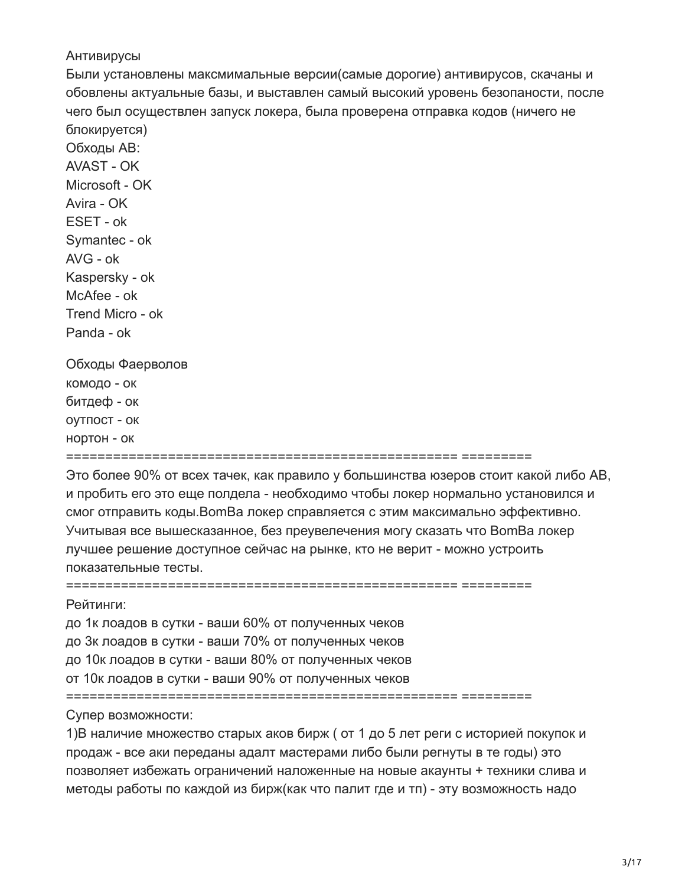Антивирусы

Были установлены максмимальные версии(самые дорогие) антивирусов, скачаны и обовлены актуальные базы, и выставлен самый высокий уровень безопаности, после чего был осуществлен запуск локера, была проверена отправка кодов (ничего не блокируется)

Обходы АВ:

AVAST - OK
Microsoft - OK
Avira - OK
ESET - ok
Symantec - ok
AVG - ok
Kaspersky - ok
McAfee - ok
Trend Micro - ok
Panda - ok

Обходы Фаерволов

комодо - ок
битдеф - ок
оутпост - ок
нортон - ок

==================================================== =========

Это более 90% от всех тачек, как правило у большинства юзеров стоит какой либо АВ, и пробить его это еще полдела - необходимо чтобы локер нормально установился и смог отправить коды.BomBa локер справляется с этим максимально эффективно. Учитывая все вышесказанное, без преувелечения могу сказать что BomBa локер лучшее решение доступное сейчас на рынке, кто не верит - можно устроить показательные тесты.

==================================================== =========

Рейтинги:

до 1к лоадов в сутки - ваши 60% от полученных чеков
до 3к лоадов в сутки - ваши 70% от полученных чеков
до 10к лоадов в сутки - ваши 80% от полученных чеков
от 10к лоадов в сутки - ваши 90% от полученных чеков

==================================================== =========

Супер возможности:

1)В наличие множество старых аков бирж ( от 1 до 5 лет реги с историей покупок и продаж - все аки переданы адалт мастерами либо были регнуты в те годы) это позволяет избежать ограничений наложенные на новые акаунты + техники слива и методы работы по каждой из бирж(как что палит где и тп) - эту возможность надо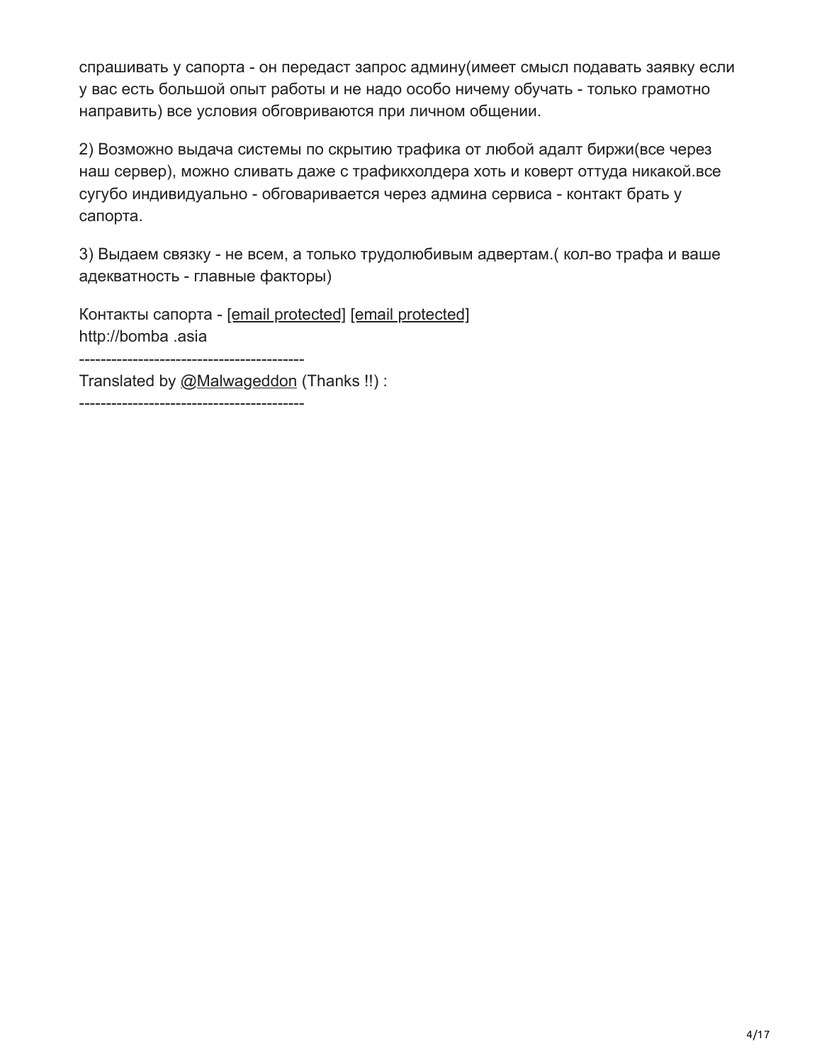спрашивать у сапорта - он передаст запрос админу(имеет смысл подавать заявку если у вас есть большой опыт работы и не надо особо ничему обучать - только грамотно направить) все условия обговриваются при личном общении.

2) Возможно выдача системы по скрытию трафика от любой адалт биржи(все через наш сервер), можно сливать даже с трафикхолдера хоть и коверт оттуда никакой.все сугубо индивидуально - обговаривается через админа сервиса - контакт брать у сапорта.

3) Выдаем связку - не всем, а только трудолюбивым адвертам.( кол-во трафа и ваше адекватность - главные факторы)

Контакты сапорта - [email protected] [email protected]
http://bomba .asia

------------------------------------------

Translated by @Malwageddon (Thanks !!) :

------------------------------------------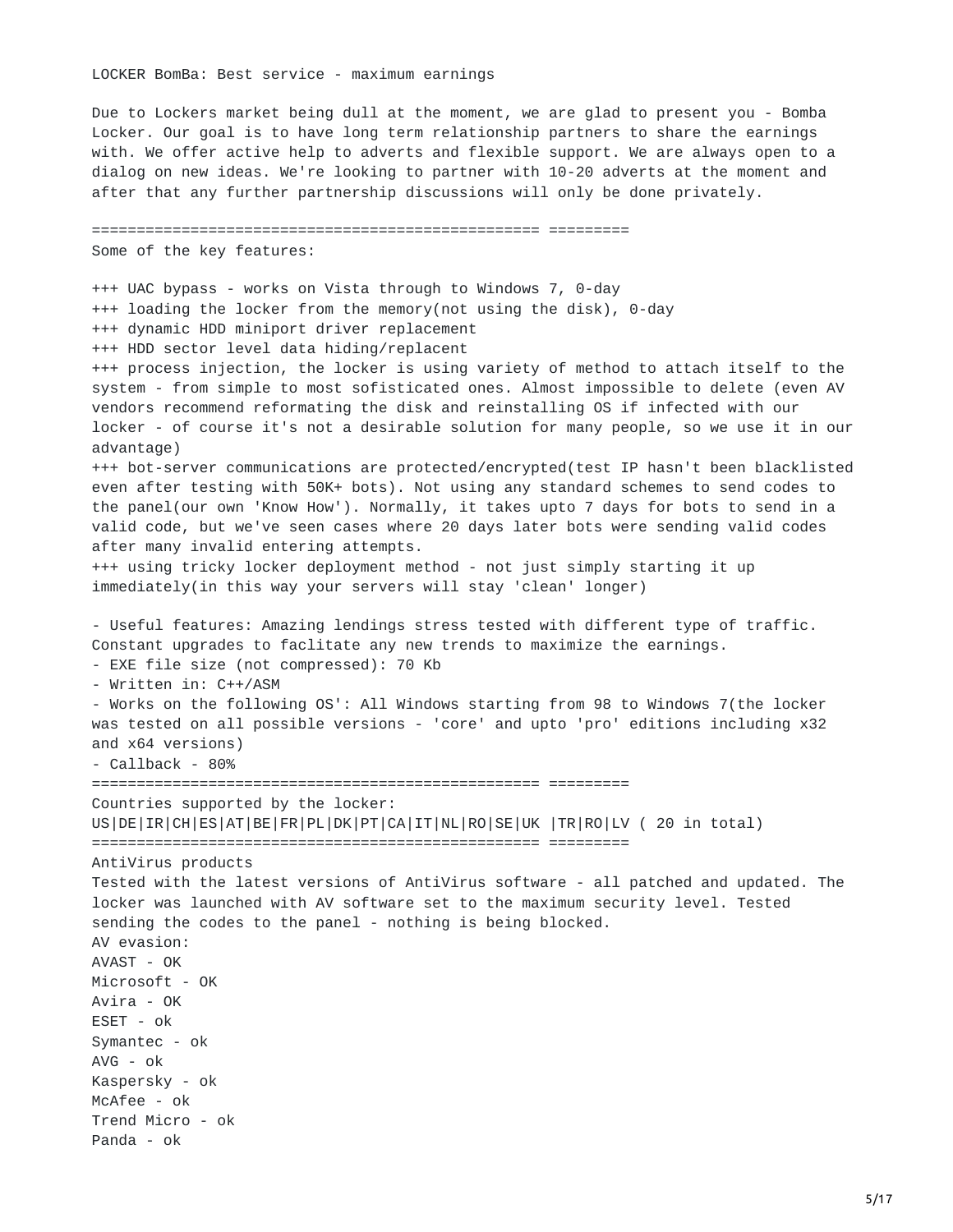LOCKER BomBa: Best service - maximum earnings

Due to Lockers market being dull at the moment, we are glad to present you - Bomba Locker. Our goal is to have long term relationship partners to share the earnings with. We offer active help to adverts and flexible support. We are always open to a dialog on new ideas. We're looking to partner with 10-20 adverts at the moment and after that any further partnership discussions will only be done privately.

================================================== =========

Some of the key features:

+++ UAC bypass - works on Vista through to Windows 7, 0-day

+++ loading the locker from the memory(not using the disk), 0-day

+++ dynamic HDD miniport driver replacement

+++ HDD sector level data hiding/replacent

+++ process injection, the locker is using variety of method to attach itself to the system - from simple to most sofisticated ones. Almost impossible to delete (even AV vendors recommend reformating the disk and reinstalling OS if infected with our locker - of course it's not a desirable solution for many people, so we use it in our advantage)

+++ bot-server communications are protected/encrypted(test IP hasn't been blacklisted even after testing with 50K+ bots). Not using any standard schemes to send codes to the panel(our own 'Know How'). Normally, it takes upto 7 days for bots to send in a valid code, but we've seen cases where 20 days later bots were sending valid codes after many invalid entering attempts.

+++ using tricky locker deployment method - not just simply starting it up immediately(in this way your servers will stay 'clean' longer)

- Useful features: Amazing lendings stress tested with different type of traffic. Constant upgrades to faclitate any new trends to maximize the earnings.
- EXE file size (not compressed): 70 Kb
- Written in: C++/ASM
- Works on the following OS': All Windows starting from 98 to Windows 7(the locker was tested on all possible versions - 'core' and upto 'pro' editions including x32 and x64 versions)
- Callback - 80%

================================================== =========

Countries supported by the locker:

US|DE|IR|CH|ES|AT|BE|FR|PL|DK|PT|CA|IT|NL|RO|SE|UK |TR|RO|LV ( 20 in total)

================================================== =========

AntiVirus products

Tested with the latest versions of AntiVirus software - all patched and updated. The locker was launched with AV software set to the maximum security level. Tested sending the codes to the panel - nothing is being blocked.

AV evasion:

AVAST - OK

Microsoft - OK

Avira - OK

ESET - ok

Symantec - ok

AVG - ok

Kaspersky - ok

McAfee - ok

Trend Micro - ok

Panda - ok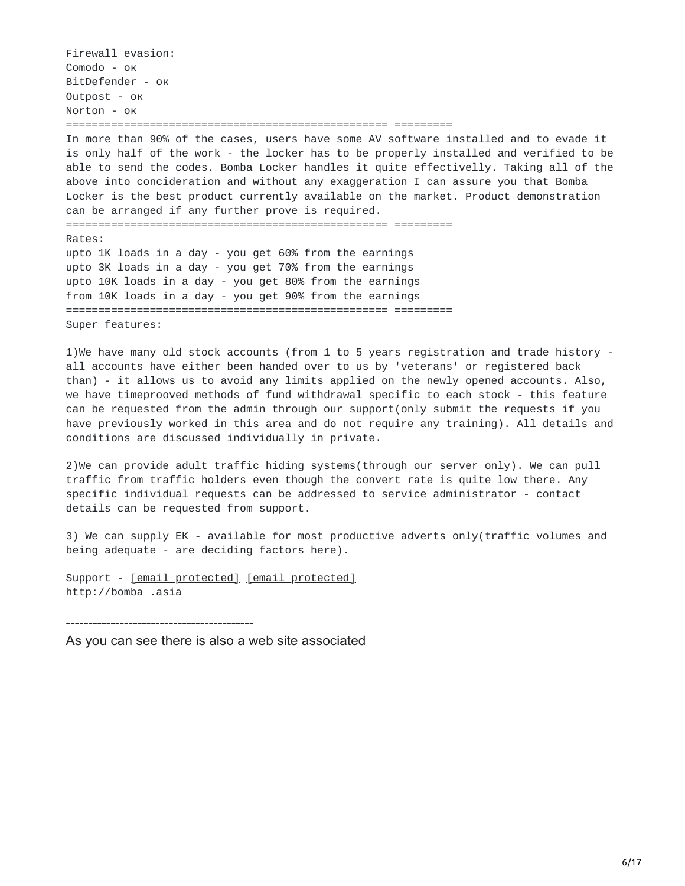```
Firewall evasion:
Comodo - oк
BitDefender - oк
Outpost - oк
Norton - oк
================================================= =========
In more than 90% of the cases, users have some AV software installed and to evade it
is only half of the work - the locker has to be properly installed and verified to be
able to send the codes. Bomba Locker handles it quite effectivelly. Taking all of the
above into concideration and without any exaggeration I can assure you that Bomba
Locker is the best product currently available on the market. Product demonstration
can be arranged if any further prove is required.
================================================= =========
Rates:
upto 1K loads in a day - you get 60% from the earnings
upto 3K loads in a day - you get 70% from the earnings
upto 10K loads in a day - you get 80% from the earnings
from 10K loads in a day - you get 90% from the earnings
================================================= =========
Super features:

1)We have many old stock accounts (from 1 to 5 years registration and trade history -
all accounts have either been handed over to us by 'veterans' or registered back
than) - it allows us to avoid any limits applied on the newly opened accounts. Also,
we have timeprooved methods of fund withdrawal specific to each stock - this feature
can be requested from the admin through our support(only submit the requests if you
have previously worked in this area and do not require any training). All details and
conditions are discussed individually in private.

2)We can provide adult traffic hiding systems(through our server only). We can pull
traffic from traffic holders even though the convert rate is quite low there. Any
specific individual requests can be addressed to service administrator - contact
details can be requested from support.

3) We can supply EK - available for most productive adverts only(traffic volumes and
being adequate - are deciding factors here).

Support - [email protected] [email protected]
http://bomba .asia
```

---

As you can see there is also a web site associated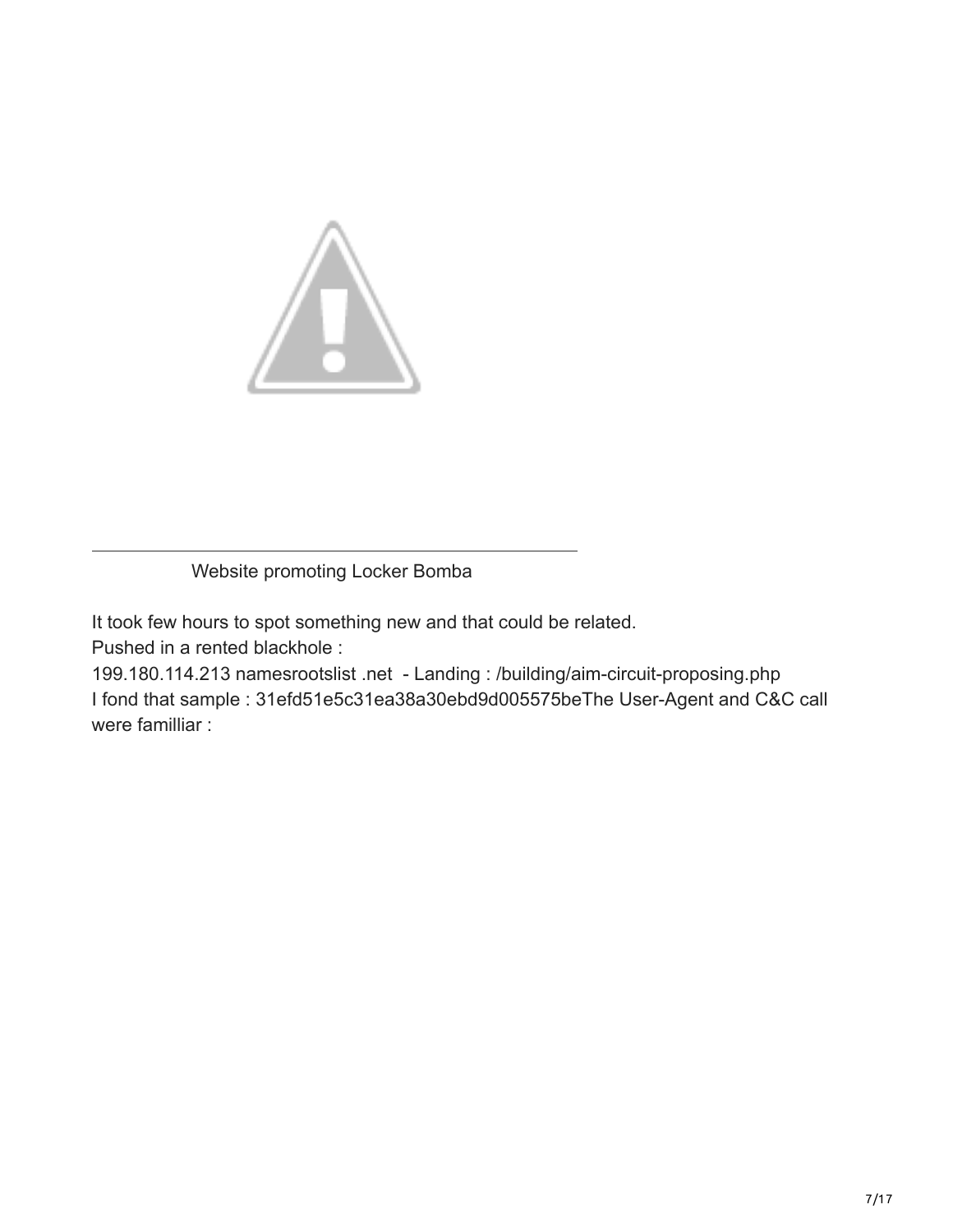Website promoting Locker Bomba

It took few hours to spot something new and that could be related.
Pushed in a rented blackhole :
199.180.114.213 namesrootslist .net - Landing : /building/aim-circuit-proposing.php
I fond that sample : 31efd51e5c31ea38a30ebd9d005575beThe User-Agent and C&C call were famillIiar :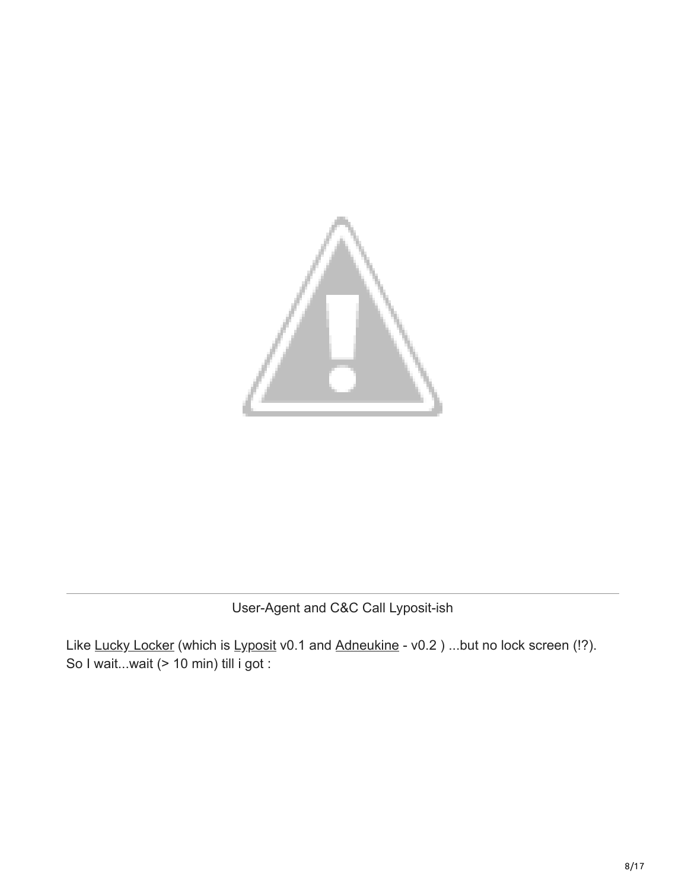User-Agent and C&C Call Lyposit-ish

Like Lucky Locker (which is Lyposit v0.1 and Adneukine - v0.2 ) ...but no lock screen (!?).
So I wait...wait (> 10 min) till i got :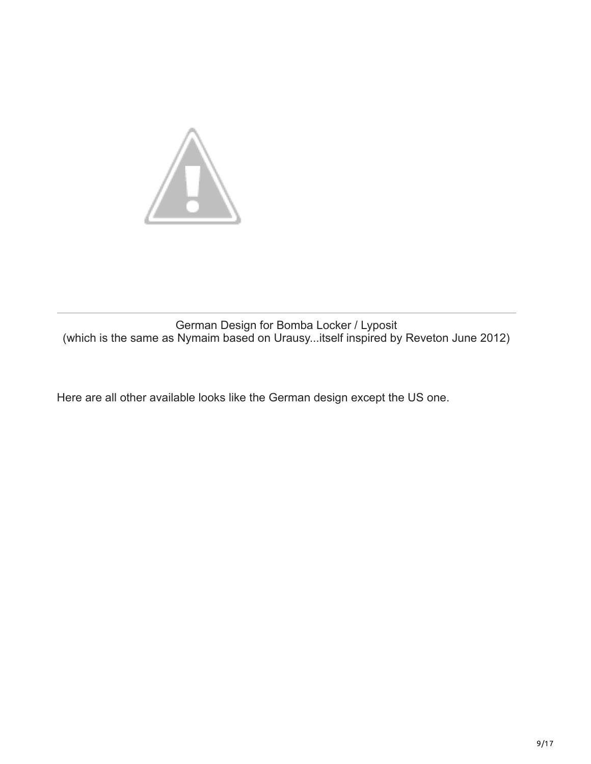German Design for Bomba Locker / Lyposit
(which is the same as Nymaim based on Urausy...itself inspired by Reveton June 2012)

Here are all other available looks like the German design except the US one.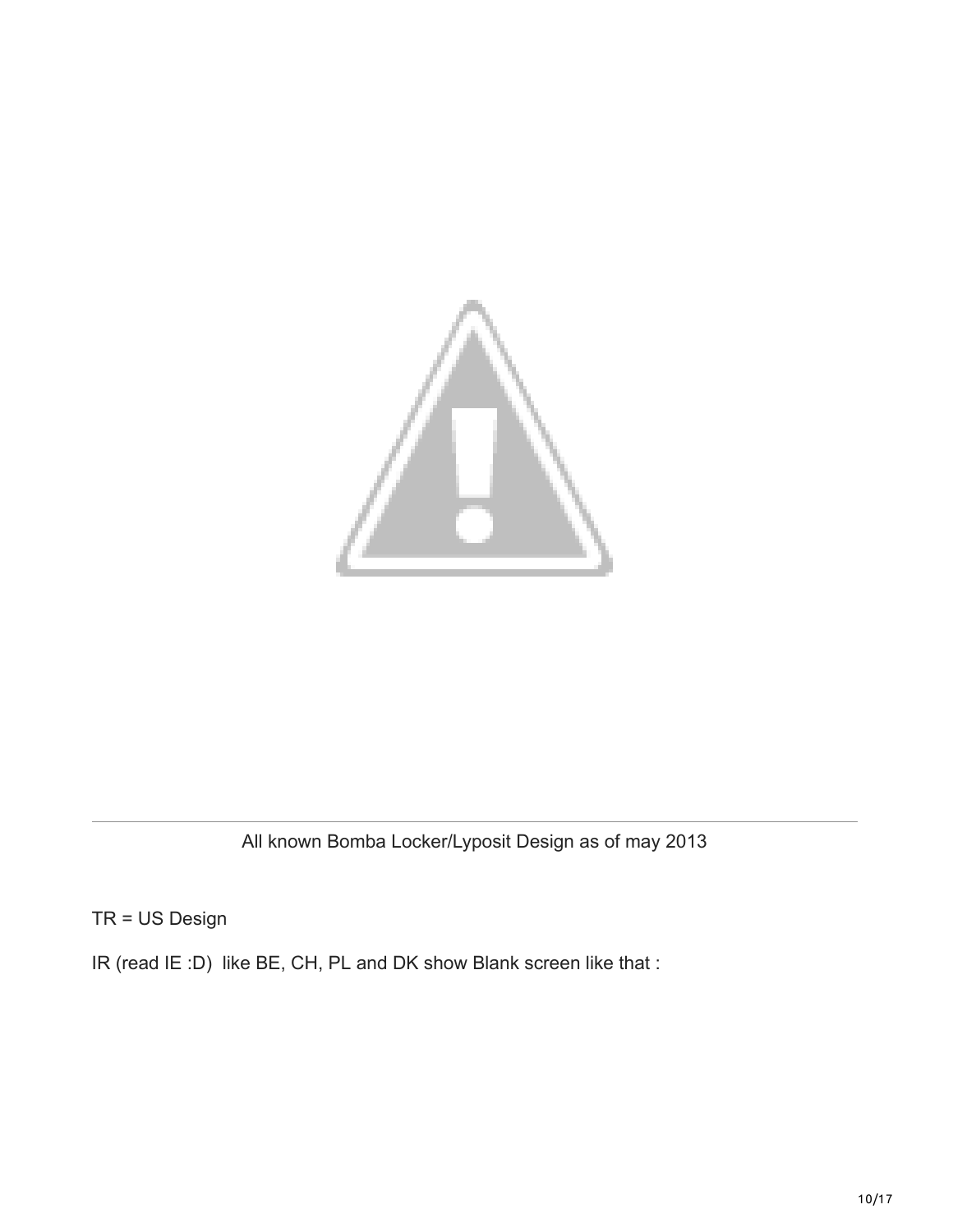All known Bomba Locker/Lyposit Design as of may 2013

TR = US Design

IR (read IE :D)  like BE, CH, PL and DK show Blank screen like that :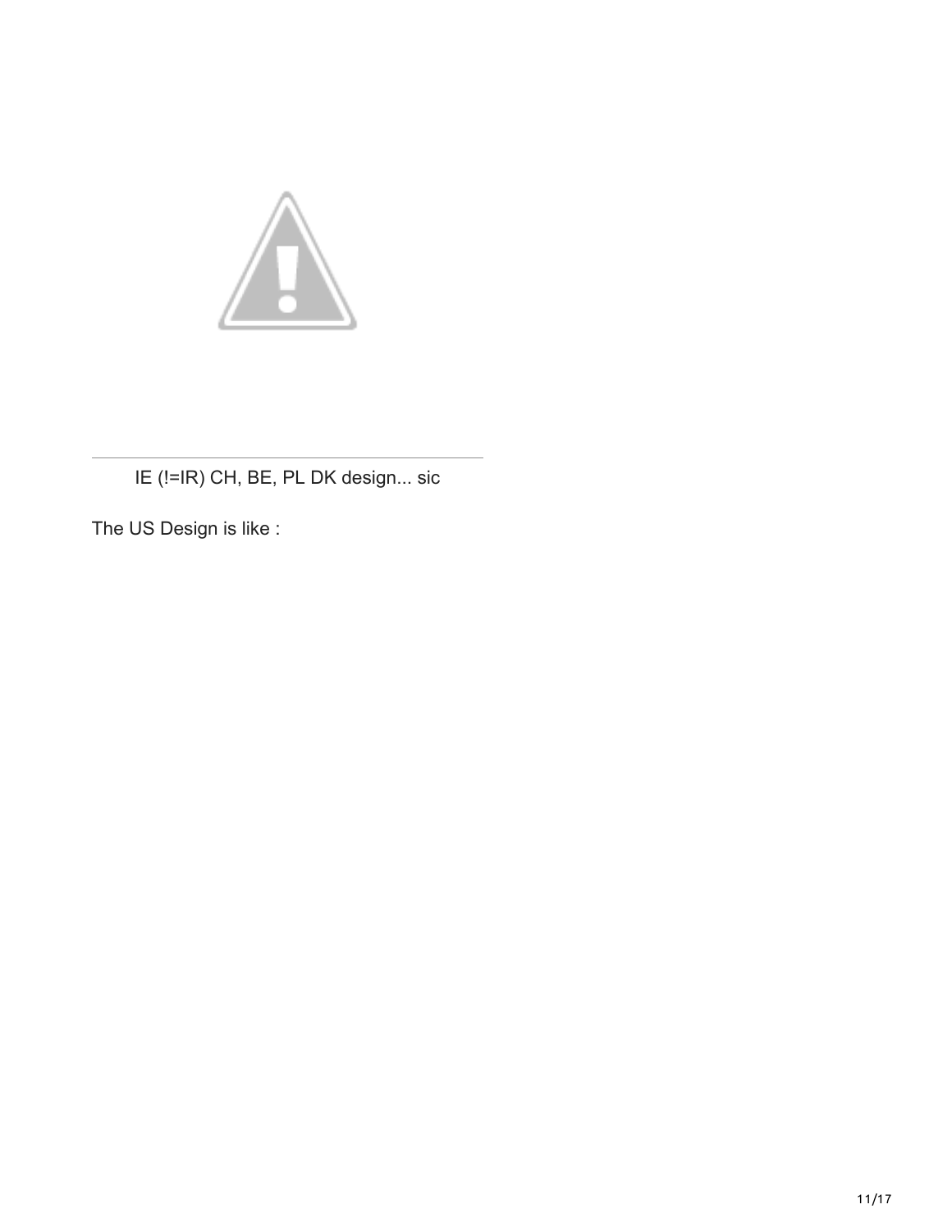IE (!=IR) CH, BE, PL DK design... sic

The US Design is like :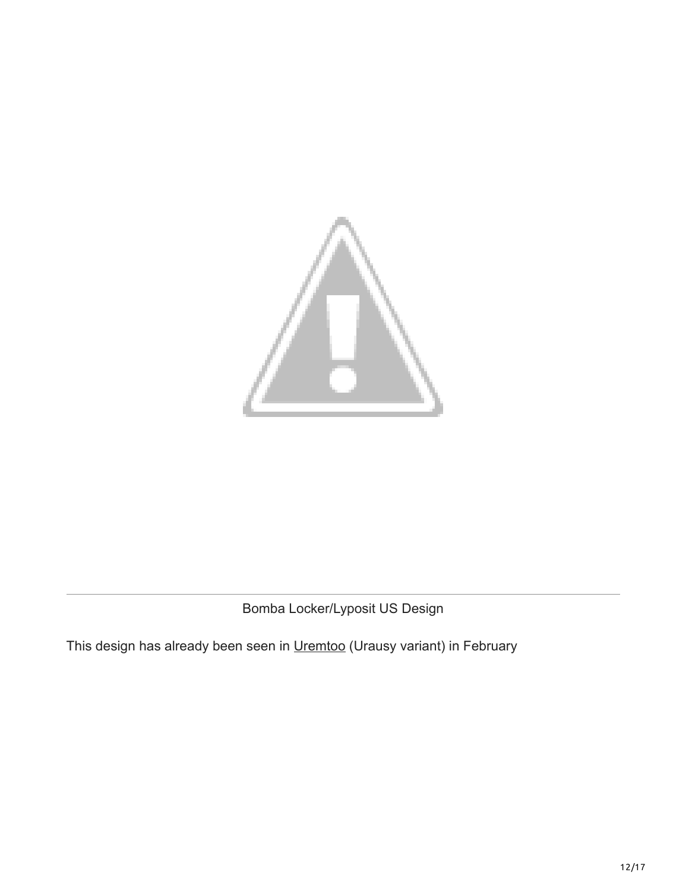Bomba Locker/Lyposit US Design

This design has already been seen in Uremtoo (Urausy variant) in February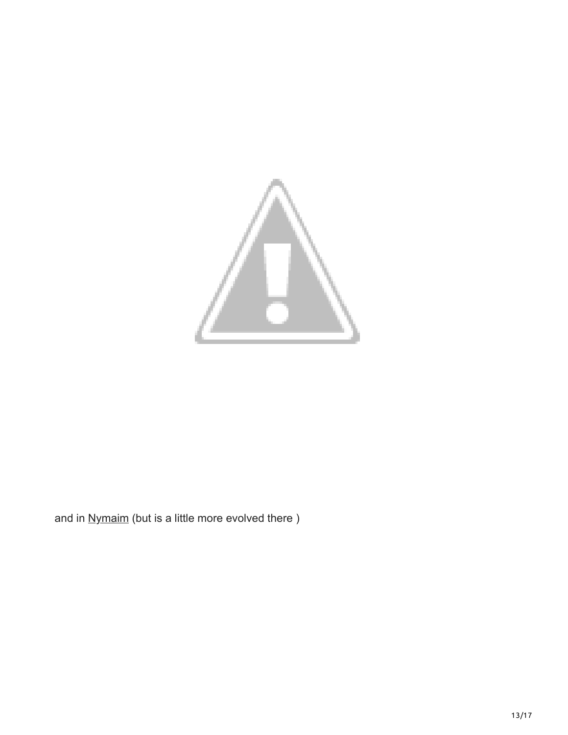and in [Nymaim](#) (but is a little more evolved there )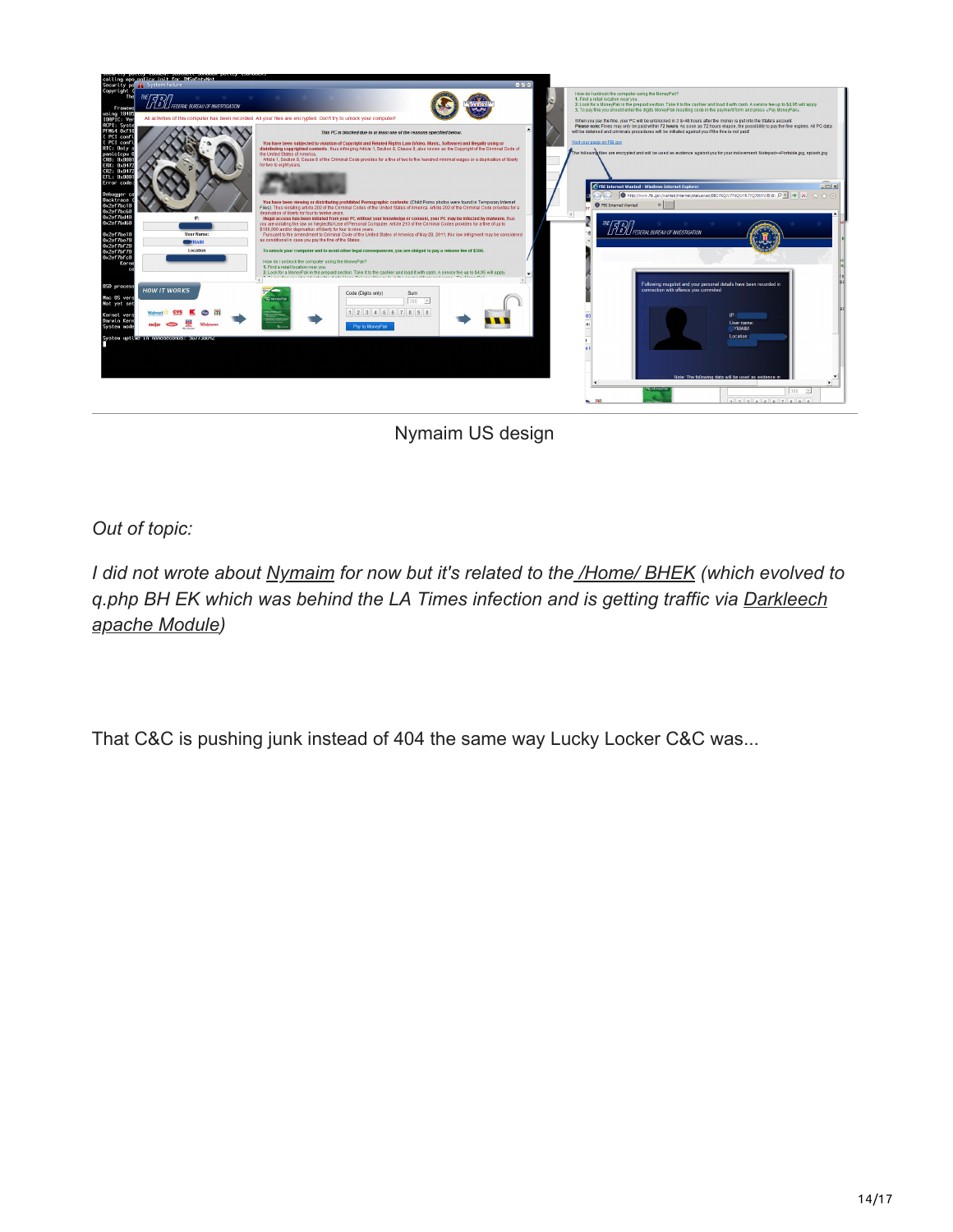Nymaim US design

*Out of topic:*

*I did not wrote about Nymaim for now but it's related to the /Home/ BHEK (which evolved to q.php BH EK which was behind the LA Times infection and is getting traffic via Darkleech apache Module)*

That C&C is pushing junk instead of 404 the same way Lucky Locker C&C was...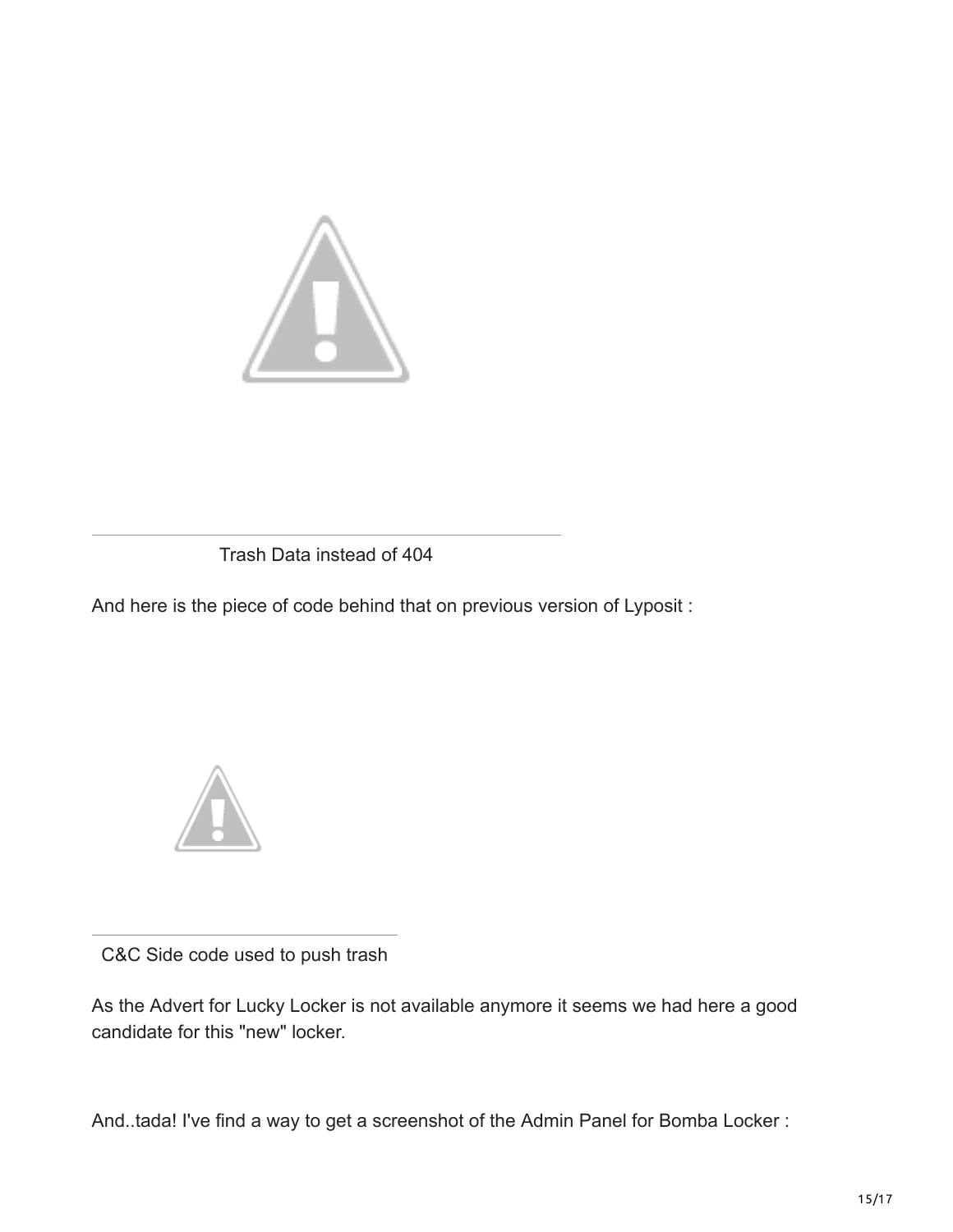Trash Data instead of 404

And here is the piece of code behind that on previous version of Lyposit :

C&C Side code used to push trash

As the Advert for Lucky Locker is not available anymore it seems we had here a good candidate for this "new" locker.

And..tada! I've find a way to get a screenshot of the Admin Panel for Bomba Locker :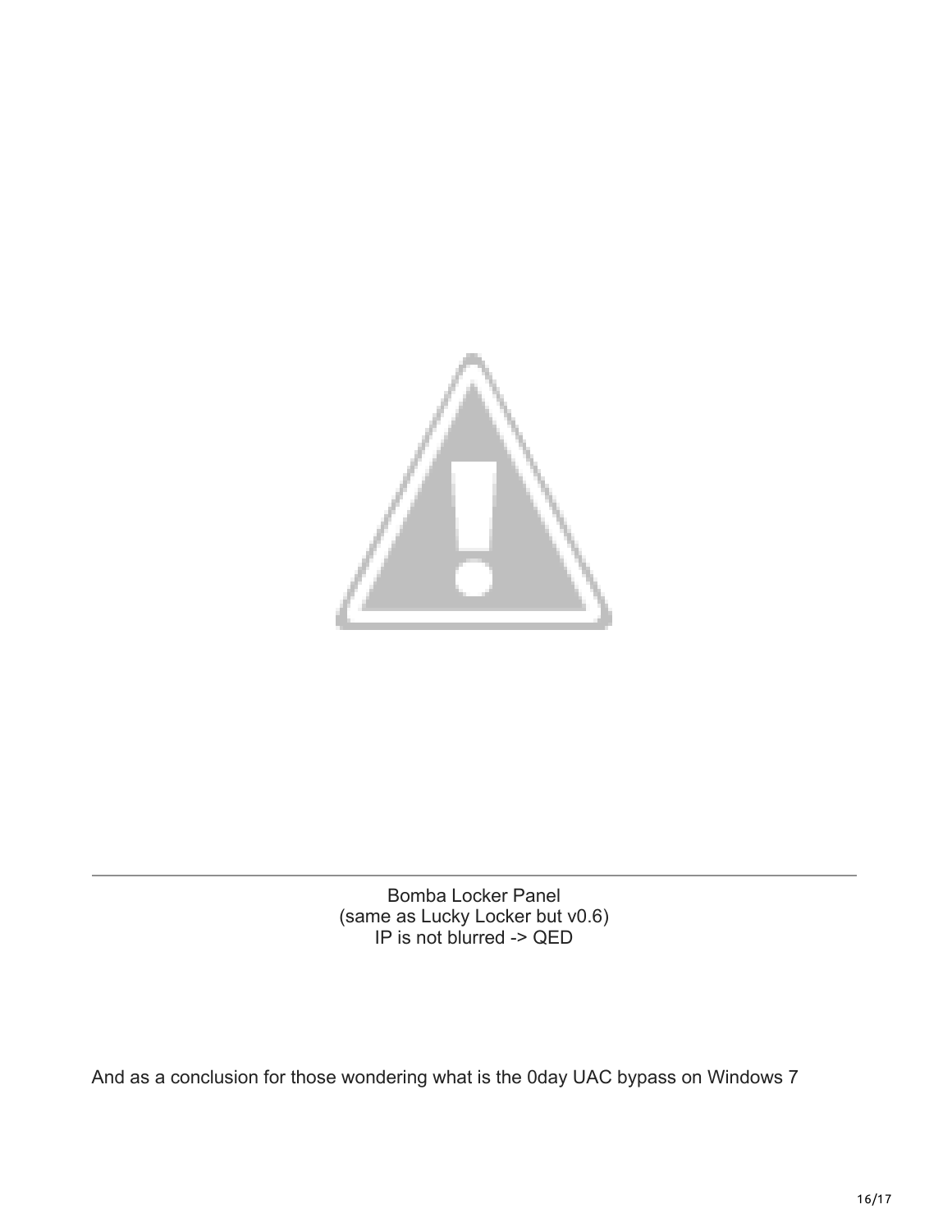Bomba Locker Panel
(same as Lucky Locker but v0.6)
IP is not blurred -> QED

And as a conclusion for those wondering what is the 0day UAC bypass on Windows 7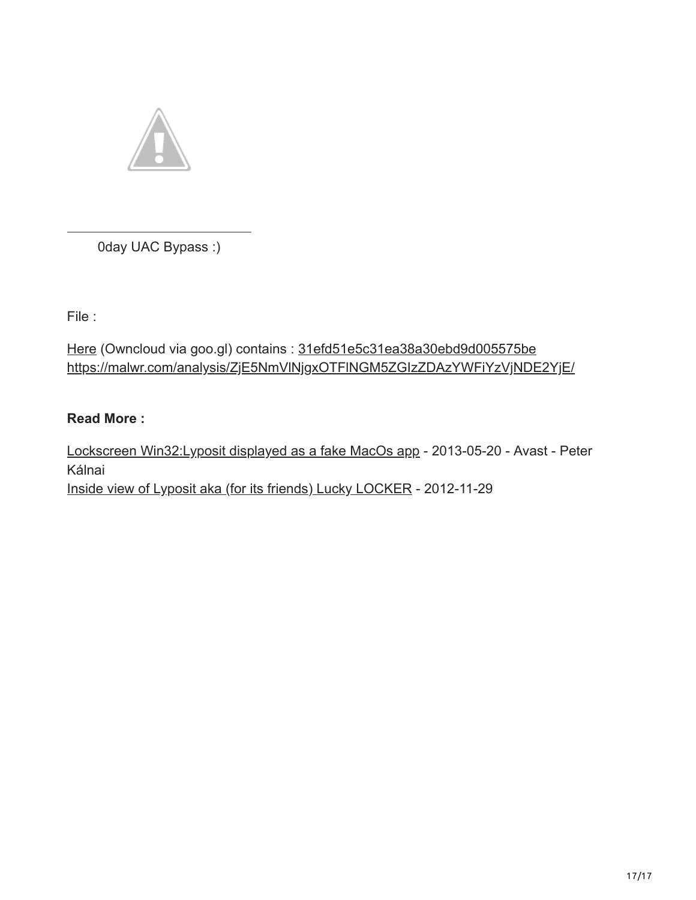0day UAC Bypass :)

File :

Here (Owncloud via goo.gl) contains : 31efd51e5c31ea38a30ebd9d005575be
https://malwr.com/analysis/ZjE5NmVlNjgxOTFlNGM5ZGIzZDAzYWFiYzVjNDE2YjE/

**Read More :**

Lockscreen Win32:Lyposit displayed as a fake MacOs app - 2013-05-20 - Avast - Peter Kálnai
Inside view of Lyposit aka (for its friends) Lucky LOCKER - 2012-11-29